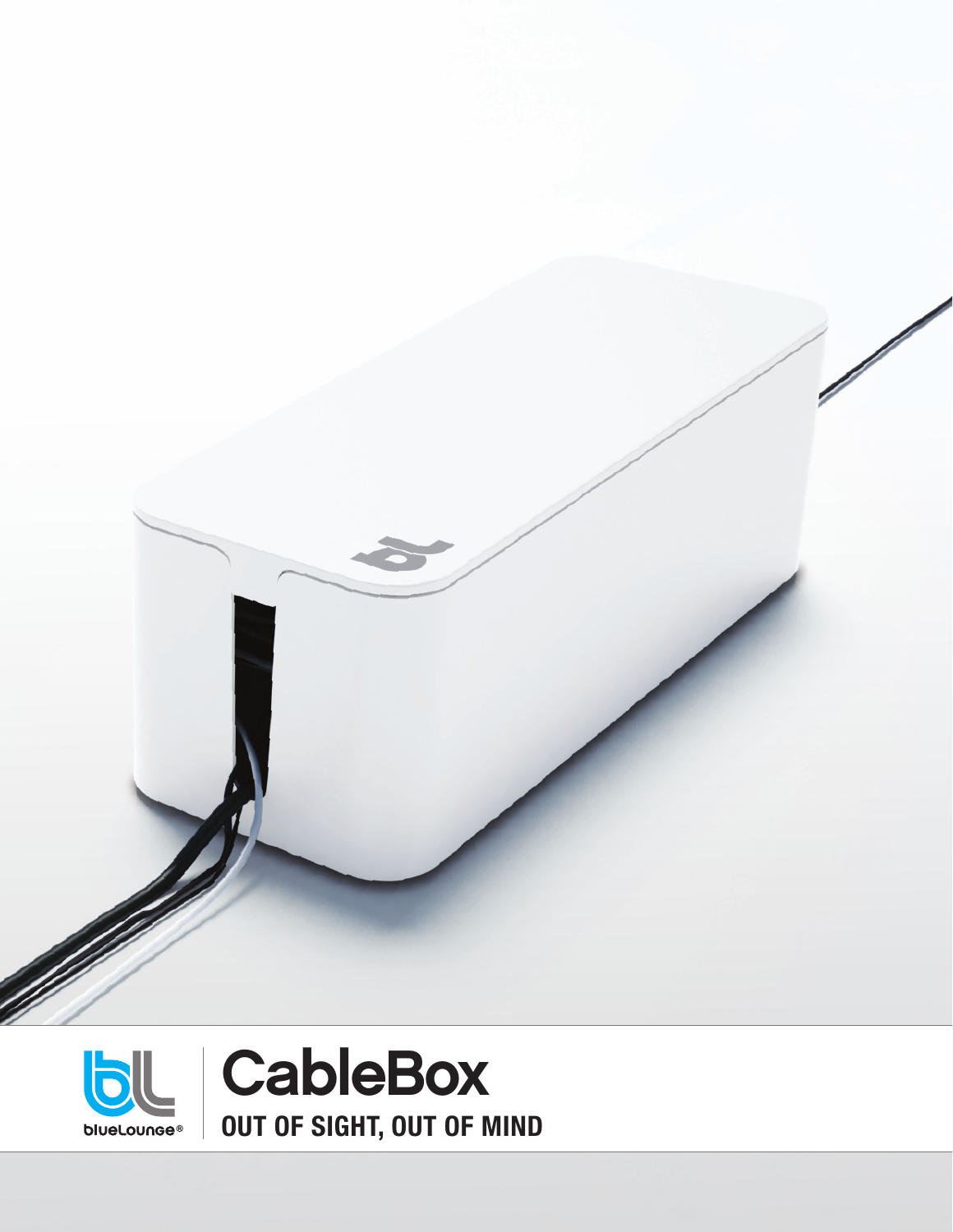bluelounge®

# CableBox

**OUT OF SIGHT, OUT OF MIND**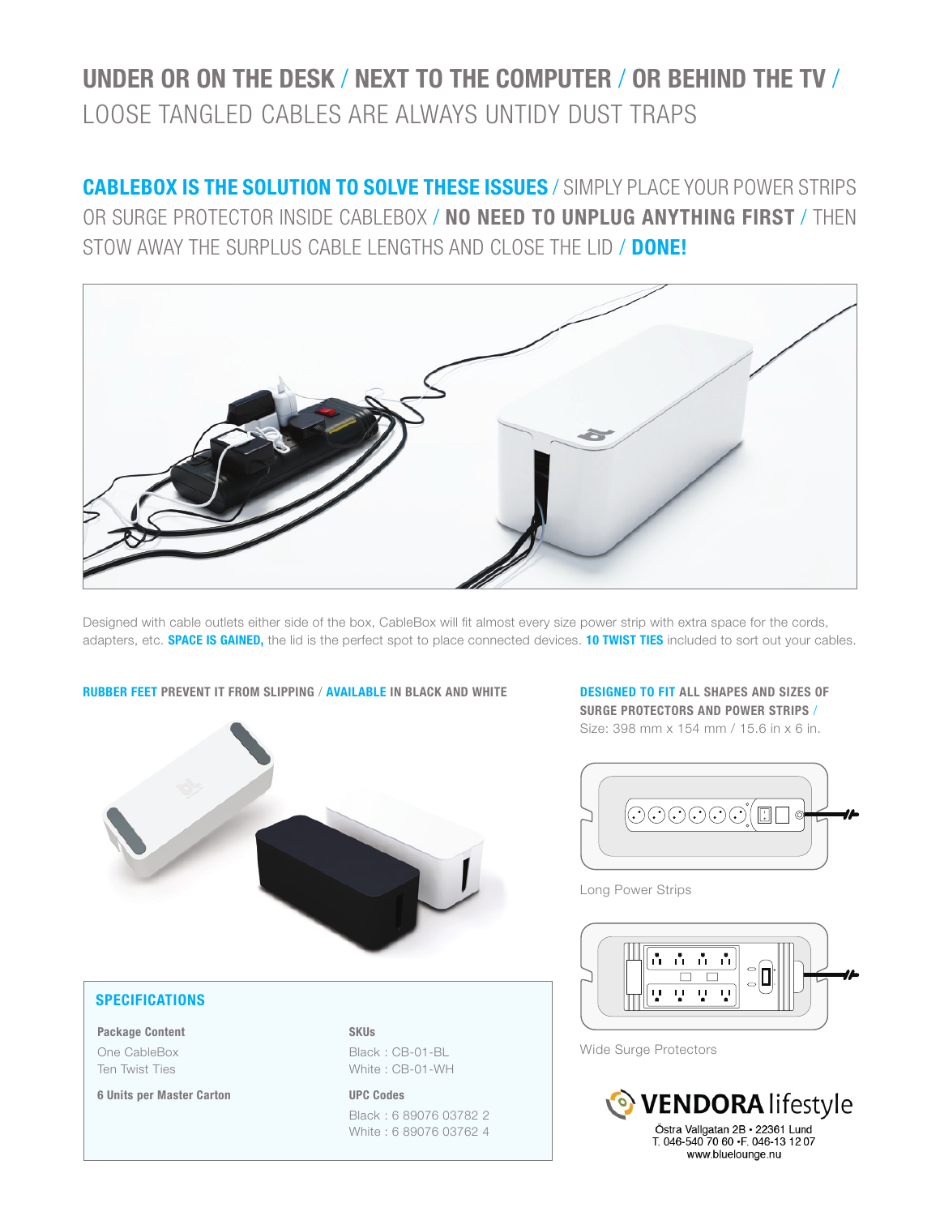# UNDER OR ON THE DESK / NEXT TO THE COMPUTER / OR BEHIND THE TV /

LOOSE TANGLED CABLES ARE ALWAYS UNTIDY DUST TRAPS

## CABLEBOX IS THE SOLUTION TO SOLVE THESE ISSUES / SIMPLY PLACE YOUR POWER STRIPS OR SURGE PROTECTOR INSIDE CABLEBOX / NO NEED TO UNPLUG ANYTHING FIRST / THEN STOW AWAY THE SURPLUS CABLE LENGTHS AND CLOSE THE LID / DONE!

Designed with cable outlets either side of the box, CableBox will fit almost every size power strip with extra space for the cords, adapters, etc. **SPACE IS GAINED,** the lid is the perfect spot to place connected devices. **10 TWIST TIES** included to sort out your cables.

**RUBBER FEET PREVENT IT FROM SLIPPING / AVAILABLE IN BLACK AND WHITE**

**DESIGNED TO FIT ALL SHAPES AND SIZES OF SURGE PROTECTORS AND POWER STRIPS /**

Size: 398 mm x 154 mm / 15.6 in x 6 in.

Long Power Strips

Wide Surge Protectors

### SPECIFICATIONS

**Package Content**

One CableBox
Ten Twist Ties

**6 Units per Master Carton**

**SKUs**

Black : CB-01-BL
White : CB-01-WH

**UPC Codes**

Black : 6 89076 03782 2
White : 6 89076 03762 4

**VENDORA lifestyle**

Östra Vallgatan 2B • 22361 Lund
T. 046-540 70 60 •F. 046-13 12 07
www.bluelounge.nu